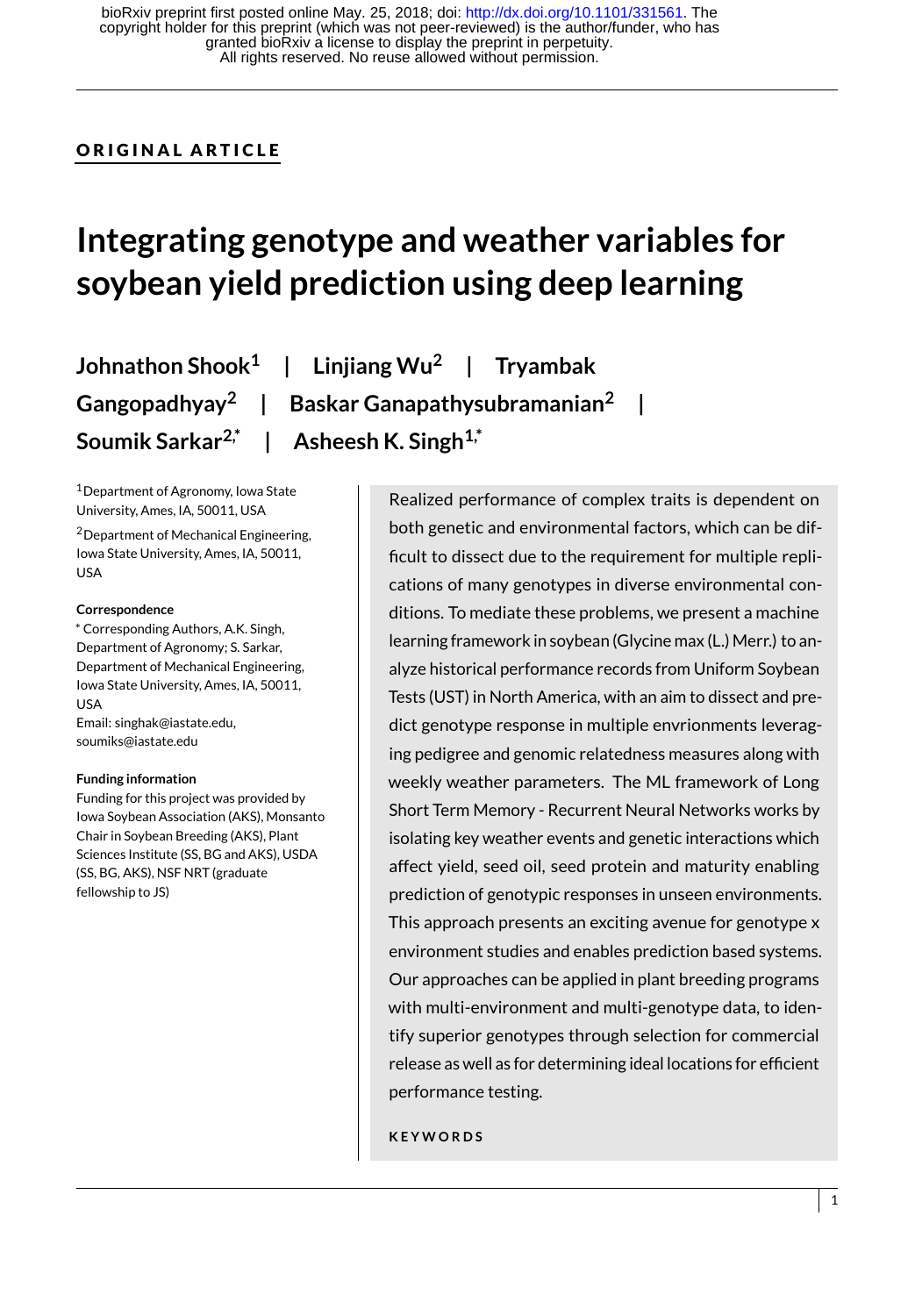bioRxiv preprint first posted online May. 25, 2018; doi: http://dx.doi.org/10.1101/331561. The copyright holder for this preprint (which was not peer-reviewed) is the author/funder, who has granted bioRxiv a license to display the preprint in perpetuity. All rights reserved. No reuse allowed without permission.

**ORIGINAL ARTICLE**

# Integrating genotype and weather variables for soybean yield prediction using deep learning

**Johnathon Shook[1] | Linjiang Wu[2] | Tryambak Gangopadhyay[2] | Baskar Ganapathysubramanian[2] | Soumik Sarkar[2,*] | Asheesh K. Singh[1,*]**

[1]Department of Agronomy, Iowa State University, Ames, IA, 50011, USA

[2]Department of Mechanical Engineering, Iowa State University, Ames, IA, 50011, USA

**Correspondence**

* Corresponding Authors, A.K. Singh, Department of Agronomy; S. Sarkar, Department of Mechanical Engineering, Iowa State University, Ames, IA, 50011, USA

Email: singhak@iastate.edu, soumiks@iastate.edu

**Funding information**

Funding for this project was provided by Iowa Soybean Association (AKS), Monsanto Chair in Soybean Breeding (AKS), Plant Sciences Institute (SS, BG and AKS), USDA (SS, BG, AKS), NSF NRT (graduate fellowship to JS)

Realized performance of complex traits is dependent on both genetic and environmental factors, which can be difficult to dissect due to the requirement for multiple replications of many genotypes in diverse environmental conditions. To mediate these problems, we present a machine learning framework in soybean (Glycine max (L.) Merr.) to analyze historical performance records from Uniform Soybean Tests (UST) in North America, with an aim to dissect and predict genotype response in multiple envrionments leveraging pedigree and genomic relatedness measures along with weekly weather parameters. The ML framework of Long Short Term Memory - Recurrent Neural Networks works by isolating key weather events and genetic interactions which affect yield, seed oil, seed protein and maturity enabling prediction of genotypic responses in unseen environments. This approach presents an exciting avenue for genotype x environment studies and enables prediction based systems. Our approaches can be applied in plant breeding programs with multi-environment and multi-genotype data, to identify superior genotypes through selection for commercial release as well as for determining ideal locations for efficient performance testing.

**KEYWORDS**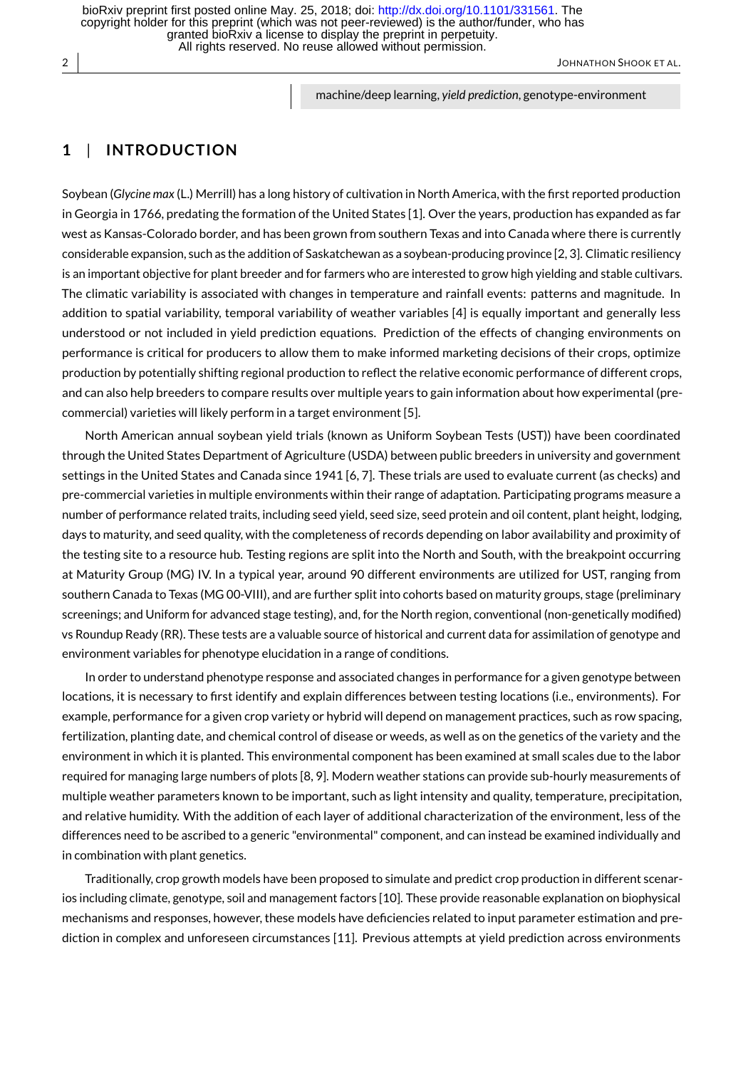machine/deep learning, *yield prediction*, genotype-environment

## 1 | INTRODUCTION

Soybean (*Glycine max* (L.) Merrill) has a long history of cultivation in North America, with the first reported production in Georgia in 1766, predating the formation of the United States [1]. Over the years, production has expanded as far west as Kansas-Colorado border, and has been grown from southern Texas and into Canada where there is currently considerable expansion, such as the addition of Saskatchewan as a soybean-producing province [2, 3]. Climatic resiliency is an important objective for plant breeder and for farmers who are interested to grow high yielding and stable cultivars. The climatic variability is associated with changes in temperature and rainfall events: patterns and magnitude. In addition to spatial variability, temporal variability of weather variables [4] is equally important and generally less understood or not included in yield prediction equations. Prediction of the effects of changing environments on performance is critical for producers to allow them to make informed marketing decisions of their crops, optimize production by potentially shifting regional production to reflect the relative economic performance of different crops, and can also help breeders to compare results over multiple years to gain information about how experimental (pre-commercial) varieties will likely perform in a target environment [5].

North American annual soybean yield trials (known as Uniform Soybean Tests (UST)) have been coordinated through the United States Department of Agriculture (USDA) between public breeders in university and government settings in the United States and Canada since 1941 [6, 7]. These trials are used to evaluate current (as checks) and pre-commercial varieties in multiple environments within their range of adaptation. Participating programs measure a number of performance related traits, including seed yield, seed size, seed protein and oil content, plant height, lodging, days to maturity, and seed quality, with the completeness of records depending on labor availability and proximity of the testing site to a resource hub. Testing regions are split into the North and South, with the breakpoint occurring at Maturity Group (MG) IV. In a typical year, around 90 different environments are utilized for UST, ranging from southern Canada to Texas (MG 00-VIII), and are further split into cohorts based on maturity groups, stage (preliminary screenings; and Uniform for advanced stage testing), and, for the North region, conventional (non-genetically modified) vs Roundup Ready (RR). These tests are a valuable source of historical and current data for assimilation of genotype and environment variables for phenotype elucidation in a range of conditions.

In order to understand phenotype response and associated changes in performance for a given genotype between locations, it is necessary to first identify and explain differences between testing locations (i.e., environments). For example, performance for a given crop variety or hybrid will depend on management practices, such as row spacing, fertilization, planting date, and chemical control of disease or weeds, as well as on the genetics of the variety and the environment in which it is planted. This environmental component has been examined at small scales due to the labor required for managing large numbers of plots [8, 9]. Modern weather stations can provide sub-hourly measurements of multiple weather parameters known to be important, such as light intensity and quality, temperature, precipitation, and relative humidity. With the addition of each layer of additional characterization of the environment, less of the differences need to be ascribed to a generic "environmental" component, and can instead be examined individually and in combination with plant genetics.

Traditionally, crop growth models have been proposed to simulate and predict crop production in different scenarios including climate, genotype, soil and management factors [10]. These provide reasonable explanation on biophysical mechanisms and responses, however, these models have deficiencies related to input parameter estimation and prediction in complex and unforeseen circumstances [11]. Previous attempts at yield prediction across environments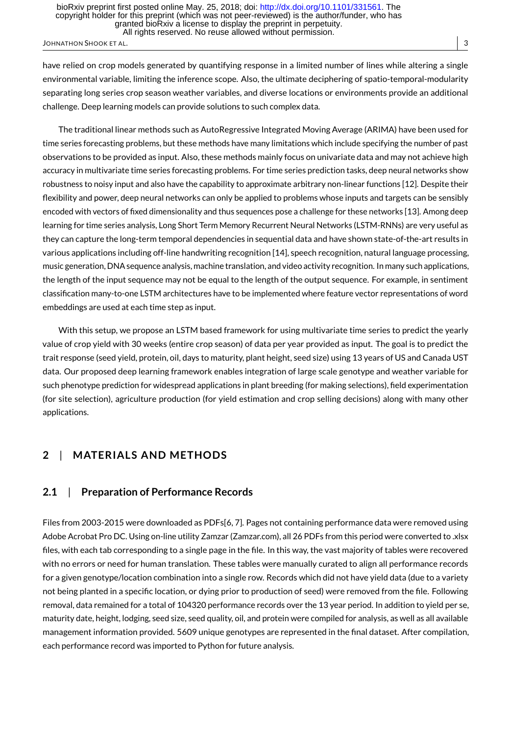have relied on crop models generated by quantifying response in a limited number of lines while altering a single environmental variable, limiting the inference scope. Also, the ultimate deciphering of spatio-temporal-modularity separating long series crop season weather variables, and diverse locations or environments provide an additional challenge. Deep learning models can provide solutions to such complex data.

The traditional linear methods such as AutoRegressive Integrated Moving Average (ARIMA) have been used for time series forecasting problems, but these methods have many limitations which include specifying the number of past observations to be provided as input. Also, these methods mainly focus on univariate data and may not achieve high accuracy in multivariate time series forecasting problems. For time series prediction tasks, deep neural networks show robustness to noisy input and also have the capability to approximate arbitrary non-linear functions [12]. Despite their flexibility and power, deep neural networks can only be applied to problems whose inputs and targets can be sensibly encoded with vectors of fixed dimensionality and thus sequences pose a challenge for these networks [13]. Among deep learning for time series analysis, Long Short Term Memory Recurrent Neural Networks (LSTM-RNNs) are very useful as they can capture the long-term temporal dependencies in sequential data and have shown state-of-the-art results in various applications including off-line handwriting recognition [14], speech recognition, natural language processing, music generation, DNA sequence analysis, machine translation, and video activity recognition. In many such applications, the length of the input sequence may not be equal to the length of the output sequence. For example, in sentiment classification many-to-one LSTM architectures have to be implemented where feature vector representations of word embeddings are used at each time step as input.

With this setup, we propose an LSTM based framework for using multivariate time series to predict the yearly value of crop yield with 30 weeks (entire crop season) of data per year provided as input. The goal is to predict the trait response (seed yield, protein, oil, days to maturity, plant height, seed size) using 13 years of US and Canada UST data. Our proposed deep learning framework enables integration of large scale genotype and weather variable for such phenotype prediction for widespread applications in plant breeding (for making selections), field experimentation (for site selection), agriculture production (for yield estimation and crop selling decisions) along with many other applications.

## 2 | MATERIALS AND METHODS

### 2.1 | Preparation of Performance Records

Files from 2003-2015 were downloaded as PDFs[6, 7]. Pages not containing performance data were removed using Adobe Acrobat Pro DC. Using on-line utility Zamzar (Zamzar.com), all 26 PDFs from this period were converted to .xlsx files, with each tab corresponding to a single page in the file. In this way, the vast majority of tables were recovered with no errors or need for human translation. These tables were manually curated to align all performance records for a given genotype/location combination into a single row. Records which did not have yield data (due to a variety not being planted in a specific location, or dying prior to production of seed) were removed from the file. Following removal, data remained for a total of 104320 performance records over the 13 year period. In addition to yield per se, maturity date, height, lodging, seed size, seed quality, oil, and protein were compiled for analysis, as well as all available management information provided. 5609 unique genotypes are represented in the final dataset. After compilation, each performance record was imported to Python for future analysis.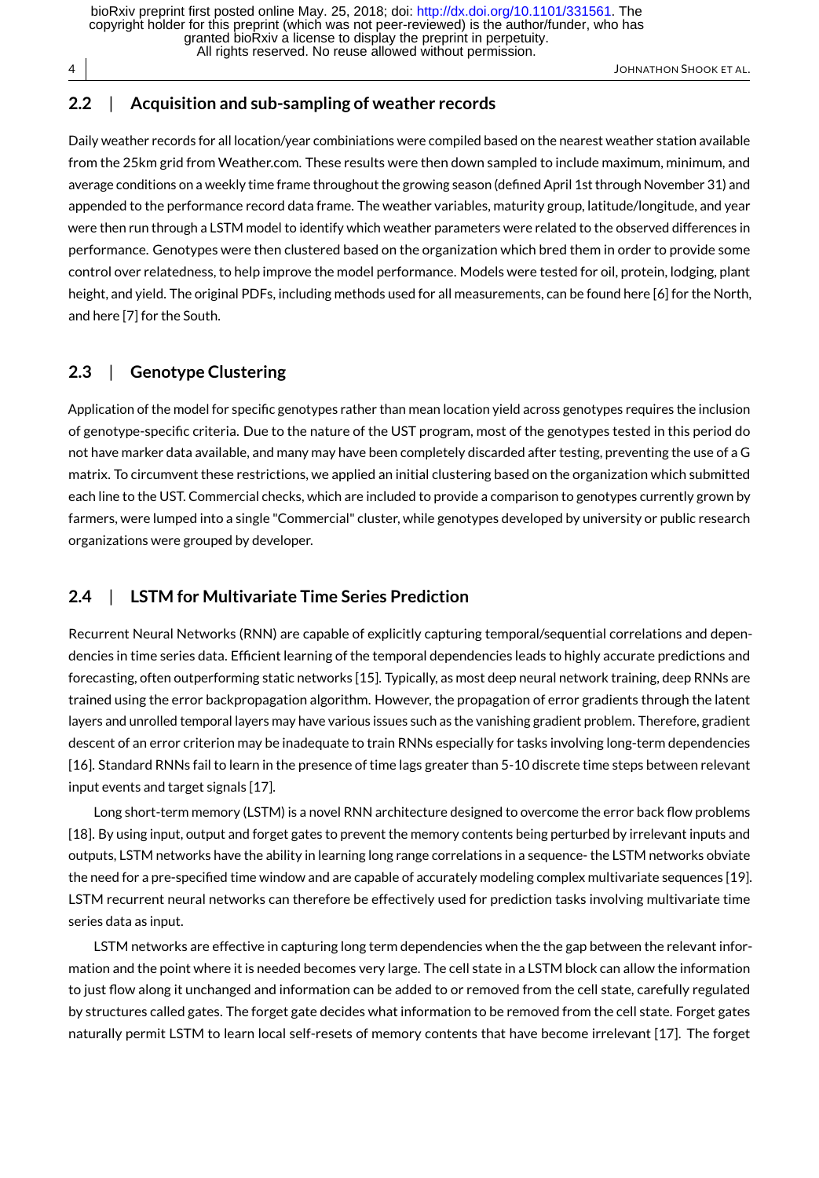## 2.2 | Acquisition and sub-sampling of weather records

Daily weather records for all location/year combiniations were compiled based on the nearest weather station available from the 25km grid from Weather.com. These results were then down sampled to include maximum, minimum, and average conditions on a weekly time frame throughout the growing season (defined April 1st through November 31) and appended to the performance record data frame. The weather variables, maturity group, latitude/longitude, and year were then run through a LSTM model to identify which weather parameters were related to the observed differences in performance. Genotypes were then clustered based on the organization which bred them in order to provide some control over relatedness, to help improve the model performance. Models were tested for oil, protein, lodging, plant height, and yield. The original PDFs, including methods used for all measurements, can be found here [6] for the North, and here [7] for the South.

## 2.3 | Genotype Clustering

Application of the model for specific genotypes rather than mean location yield across genotypes requires the inclusion of genotype-specific criteria. Due to the nature of the UST program, most of the genotypes tested in this period do not have marker data available, and many may have been completely discarded after testing, preventing the use of a G matrix. To circumvent these restrictions, we applied an initial clustering based on the organization which submitted each line to the UST. Commercial checks, which are included to provide a comparison to genotypes currently grown by farmers, were lumped into a single "Commercial" cluster, while genotypes developed by university or public research organizations were grouped by developer.

## 2.4 | LSTM for Multivariate Time Series Prediction

Recurrent Neural Networks (RNN) are capable of explicitly capturing temporal/sequential correlations and dependencies in time series data. Efficient learning of the temporal dependencies leads to highly accurate predictions and forecasting, often outperforming static networks [15]. Typically, as most deep neural network training, deep RNNs are trained using the error backpropagation algorithm. However, the propagation of error gradients through the latent layers and unrolled temporal layers may have various issues such as the vanishing gradient problem. Therefore, gradient descent of an error criterion may be inadequate to train RNNs especially for tasks involving long-term dependencies [16]. Standard RNNs fail to learn in the presence of time lags greater than 5-10 discrete time steps between relevant input events and target signals [17].

Long short-term memory (LSTM) is a novel RNN architecture designed to overcome the error back flow problems [18]. By using input, output and forget gates to prevent the memory contents being perturbed by irrelevant inputs and outputs, LSTM networks have the ability in learning long range correlations in a sequence- the LSTM networks obviate the need for a pre-specified time window and are capable of accurately modeling complex multivariate sequences [19]. LSTM recurrent neural networks can therefore be effectively used for prediction tasks involving multivariate time series data as input.

LSTM networks are effective in capturing long term dependencies when the the gap between the relevant information and the point where it is needed becomes very large. The cell state in a LSTM block can allow the information to just flow along it unchanged and information can be added to or removed from the cell state, carefully regulated by structures called gates. The forget gate decides what information to be removed from the cell state. Forget gates naturally permit LSTM to learn local self-resets of memory contents that have become irrelevant [17]. The forget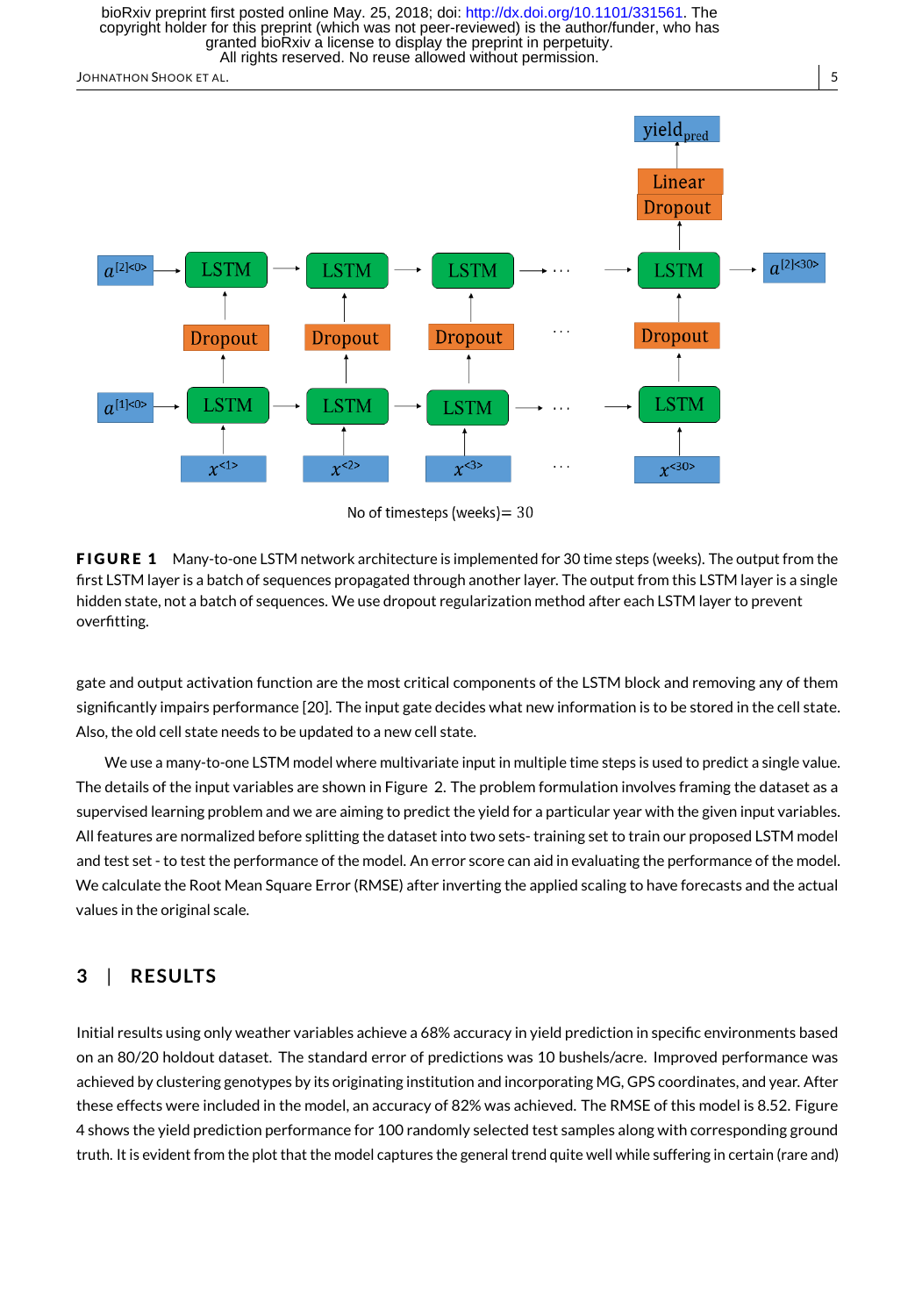No of timesteps (weeks)= 30

**FIGURE 1** Many-to-one LSTM network architecture is implemented for 30 time steps (weeks). The output from the first LSTM layer is a batch of sequences propagated through another layer. The output from this LSTM layer is a single hidden state, not a batch of sequences. We use dropout regularization method after each LSTM layer to prevent overfitting.

gate and output activation function are the most critical components of the LSTM block and removing any of them significantly impairs performance [20]. The input gate decides what new information is to be stored in the cell state. Also, the old cell state needs to be updated to a new cell state.

We use a many-to-one LSTM model where multivariate input in multiple time steps is used to predict a single value. The details of the input variables are shown in Figure 2. The problem formulation involves framing the dataset as a supervised learning problem and we are aiming to predict the yield for a particular year with the given input variables. All features are normalized before splitting the dataset into two sets- training set to train our proposed LSTM model and test set - to test the performance of the model. An error score can aid in evaluating the performance of the model. We calculate the Root Mean Square Error (RMSE) after inverting the applied scaling to have forecasts and the actual values in the original scale.

## 3 | RESULTS

Initial results using only weather variables achieve a 68% accuracy in yield prediction in specific environments based on an 80/20 holdout dataset. The standard error of predictions was 10 bushels/acre. Improved performance was achieved by clustering genotypes by its originating institution and incorporating MG, GPS coordinates, and year. After these effects were included in the model, an accuracy of 82% was achieved. The RMSE of this model is 8.52. Figure 4 shows the yield prediction performance for 100 randomly selected test samples along with corresponding ground truth. It is evident from the plot that the model captures the general trend quite well while suffering in certain (rare and)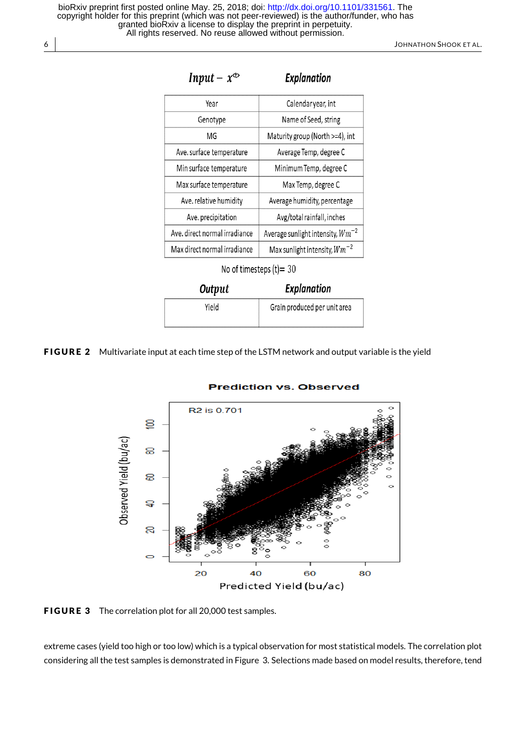| Input – $x^{\langle t \rangle}$ | Explanation |
|---|---|
| Year | Calendar year, int |
| Genotype | Name of Seed, string |
| MG | Maturity group (North >=4), int |
| Ave. surface temperature | Average Temp, degree C |
| Min surface temperature | Minimum Temp, degree C |
| Max surface temperature | Max Temp, degree C |
| Ave. relative humidity | Average humidity, percentage |
| Ave. precipitation | Avg/total rainfall, inches |
| Ave. direct normal irradiance | Average sunlight intensity, $Wm^{-2}$ |
| Max direct normal irradiance | Max sunlight intensity, $Wm^{-2}$ |

No of timesteps (t)= 30

| Output | Explanation |
|---|---|
| Yield | Grain produced per unit area |

**FIGURE 2** Multivariate input at each time step of the LSTM network and output variable is the yield

**FIGURE 3** The correlation plot for all 20,000 test samples.

extreme cases (yield too high or too low) which is a typical observation for most statistical models. The correlation plot considering all the test samples is demonstrated in Figure 3. Selections made based on model results, therefore, tend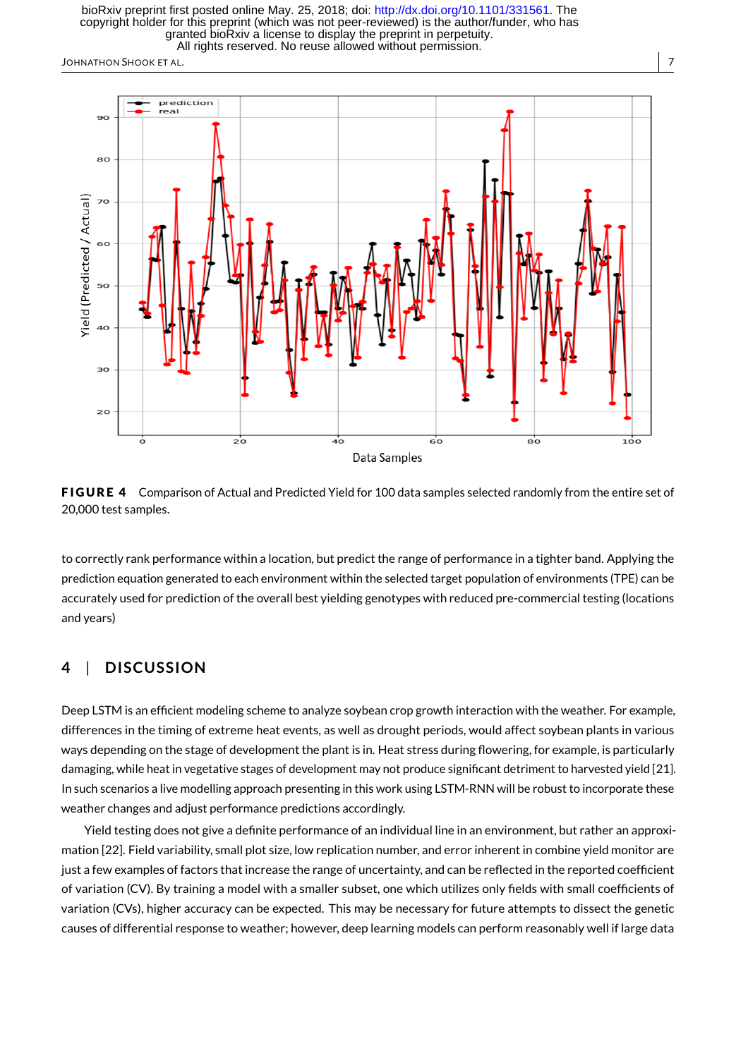**FIGURE 4** Comparison of Actual and Predicted Yield for 100 data samples selected randomly from the entire set of 20,000 test samples.

to correctly rank performance within a location, but predict the range of performance in a tighter band. Applying the prediction equation generated to each environment within the selected target population of environments (TPE) can be accurately used for prediction of the overall best yielding genotypes with reduced pre-commercial testing (locations and years)

## 4 | DISCUSSION

Deep LSTM is an efficient modeling scheme to analyze soybean crop growth interaction with the weather. For example, differences in the timing of extreme heat events, as well as drought periods, would affect soybean plants in various ways depending on the stage of development the plant is in. Heat stress during flowering, for example, is particularly damaging, while heat in vegetative stages of development may not produce significant detriment to harvested yield [21]. In such scenarios a live modelling approach presenting in this work using LSTM-RNN will be robust to incorporate these weather changes and adjust performance predictions accordingly.

Yield testing does not give a definite performance of an individual line in an environment, but rather an approximation [22]. Field variability, small plot size, low replication number, and error inherent in combine yield monitor are just a few examples of factors that increase the range of uncertainty, and can be reflected in the reported coefficient of variation (CV). By training a model with a smaller subset, one which utilizes only fields with small coefficients of variation (CVs), higher accuracy can be expected. This may be necessary for future attempts to dissect the genetic causes of differential response to weather; however, deep learning models can perform reasonably well if large data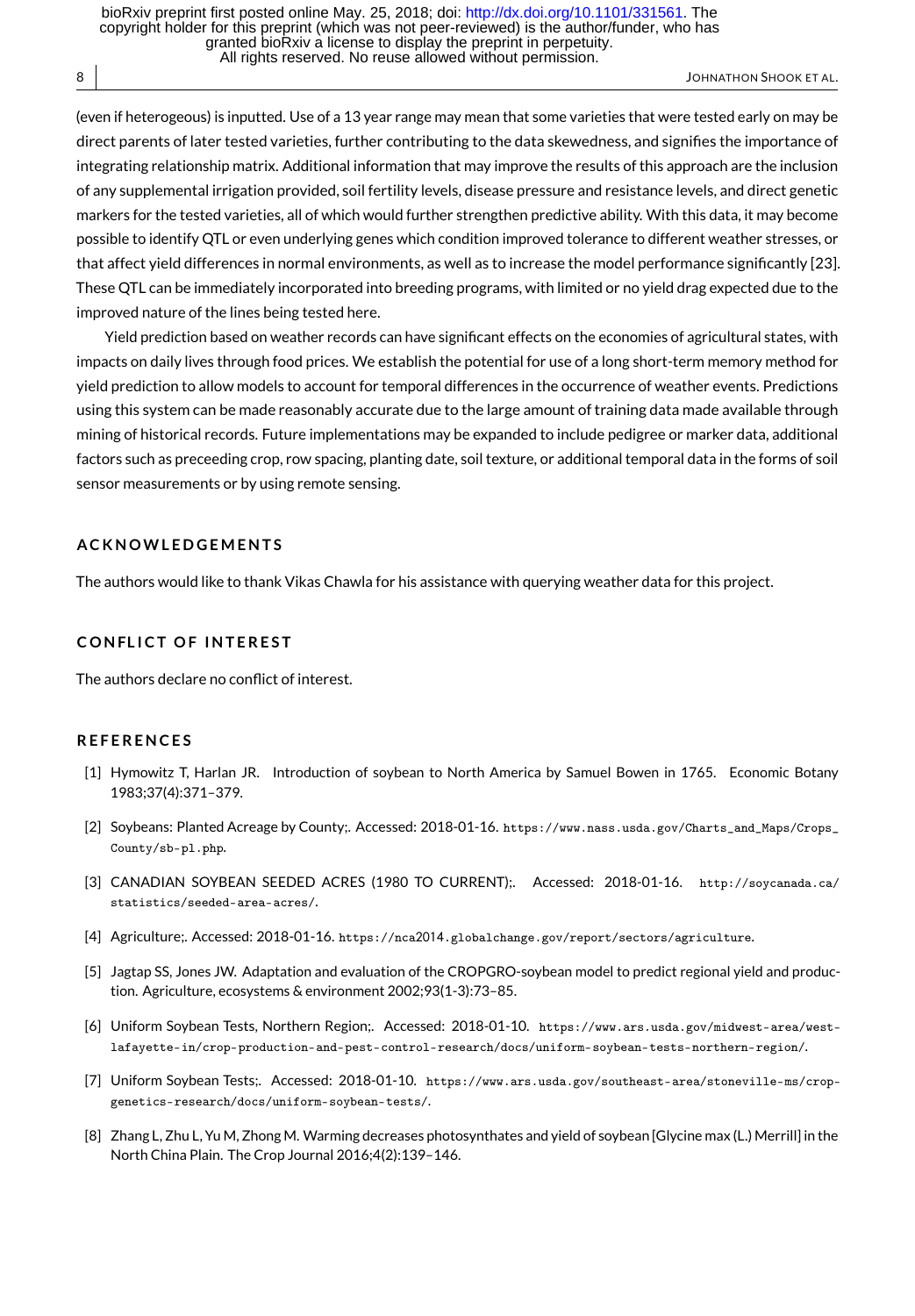(even if heterogeous) is inputted. Use of a 13 year range may mean that some varieties that were tested early on may be direct parents of later tested varieties, further contributing to the data skewedness, and signifies the importance of integrating relationship matrix. Additional information that may improve the results of this approach are the inclusion of any supplemental irrigation provided, soil fertility levels, disease pressure and resistance levels, and direct genetic markers for the tested varieties, all of which would further strengthen predictive ability. With this data, it may become possible to identify QTL or even underlying genes which condition improved tolerance to different weather stresses, or that affect yield differences in normal environments, as well as to increase the model performance significantly [23]. These QTL can be immediately incorporated into breeding programs, with limited or no yield drag expected due to the improved nature of the lines being tested here.

Yield prediction based on weather records can have significant effects on the economies of agricultural states, with impacts on daily lives through food prices. We establish the potential for use of a long short-term memory method for yield prediction to allow models to account for temporal differences in the occurrence of weather events. Predictions using this system can be made reasonably accurate due to the large amount of training data made available through mining of historical records. Future implementations may be expanded to include pedigree or marker data, additional factors such as preceeding crop, row spacing, planting date, soil texture, or additional temporal data in the forms of soil sensor measurements or by using remote sensing.

## ACKNOWLEDGEMENTS

The authors would like to thank Vikas Chawla for his assistance with querying weather data for this project.

## CONFLICT OF INTEREST

The authors declare no conflict of interest.

## REFERENCES

[1] Hymowitz T, Harlan JR. Introduction of soybean to North America by Samuel Bowen in 1765. Economic Botany 1983;37(4):371–379.

[2] Soybeans: Planted Acreage by County;. Accessed: 2018-01-16. https://www.nass.usda.gov/Charts_and_Maps/Crops_County/sb-pl.php.

[3] CANADIAN SOYBEAN SEEDED ACRES (1980 TO CURRENT);. Accessed: 2018-01-16. http://soycanada.ca/statistics/seeded-area-acres/.

[4] Agriculture;. Accessed: 2018-01-16. https://nca2014.globalchange.gov/report/sectors/agriculture.

[5] Jagtap SS, Jones JW. Adaptation and evaluation of the CROPGRO-soybean model to predict regional yield and production. Agriculture, ecosystems & environment 2002;93(1-3):73–85.

[6] Uniform Soybean Tests, Northern Region;. Accessed: 2018-01-10. https://www.ars.usda.gov/midwest-area/west-lafayette-in/crop-production-and-pest-control-research/docs/uniform-soybean-tests-northern-region/.

[7] Uniform Soybean Tests;. Accessed: 2018-01-10. https://www.ars.usda.gov/southeast-area/stoneville-ms/crop-genetics-research/docs/uniform-soybean-tests/.

[8] Zhang L, Zhu L, Yu M, Zhong M. Warming decreases photosynthates and yield of soybean [Glycine max (L.) Merrill] in the North China Plain. The Crop Journal 2016;4(2):139–146.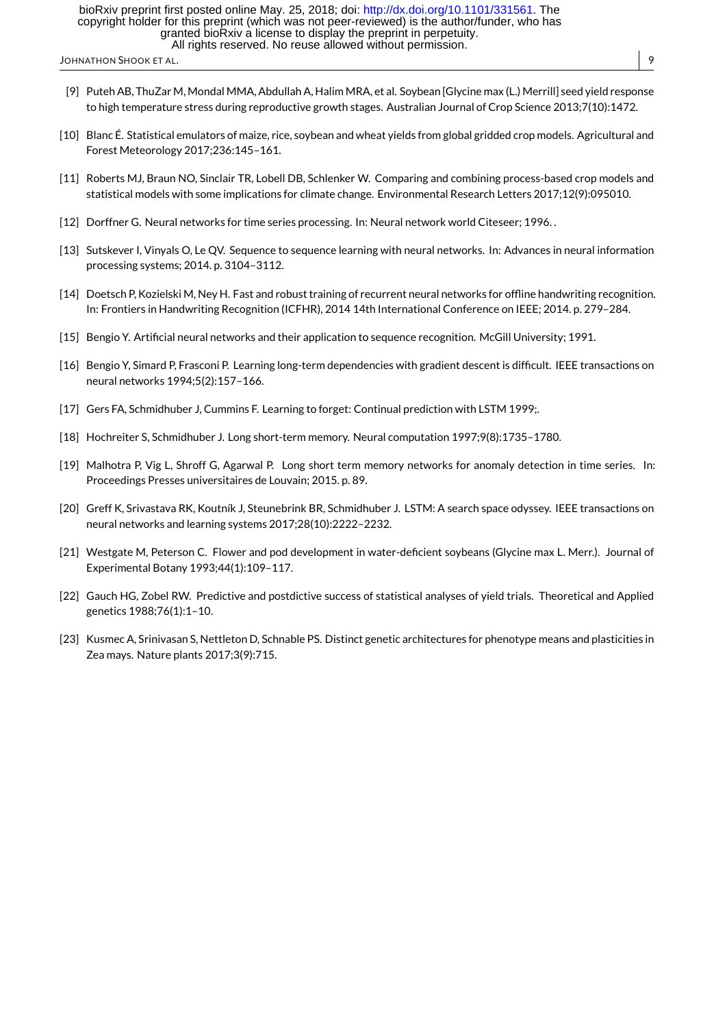[9] Puteh AB, ThuZar M, Mondal MMA, Abdullah A, Halim MRA, et al. Soybean [Glycine max (L.) Merrill] seed yield response to high temperature stress during reproductive growth stages. Australian Journal of Crop Science 2013;7(10):1472.

[10] Blanc É. Statistical emulators of maize, rice, soybean and wheat yields from global gridded crop models. Agricultural and Forest Meteorology 2017;236:145–161.

[11] Roberts MJ, Braun NO, Sinclair TR, Lobell DB, Schlenker W. Comparing and combining process-based crop models and statistical models with some implications for climate change. Environmental Research Letters 2017;12(9):095010.

[12] Dorffner G. Neural networks for time series processing. In: Neural network world Citeseer; 1996. .

[13] Sutskever I, Vinyals O, Le QV. Sequence to sequence learning with neural networks. In: Advances in neural information processing systems; 2014. p. 3104–3112.

[14] Doetsch P, Kozielski M, Ney H. Fast and robust training of recurrent neural networks for offline handwriting recognition. In: Frontiers in Handwriting Recognition (ICFHR), 2014 14th International Conference on IEEE; 2014. p. 279–284.

[15] Bengio Y. Artificial neural networks and their application to sequence recognition. McGill University; 1991.

[16] Bengio Y, Simard P, Frasconi P. Learning long-term dependencies with gradient descent is difficult. IEEE transactions on neural networks 1994;5(2):157–166.

[17] Gers FA, Schmidhuber J, Cummins F. Learning to forget: Continual prediction with LSTM 1999;.

[18] Hochreiter S, Schmidhuber J. Long short-term memory. Neural computation 1997;9(8):1735–1780.

[19] Malhotra P, Vig L, Shroff G, Agarwal P. Long short term memory networks for anomaly detection in time series. In: Proceedings Presses universitaires de Louvain; 2015. p. 89.

[20] Greff K, Srivastava RK, Koutník J, Steunebrink BR, Schmidhuber J. LSTM: A search space odyssey. IEEE transactions on neural networks and learning systems 2017;28(10):2222–2232.

[21] Westgate M, Peterson C. Flower and pod development in water-deficient soybeans (Glycine max L. Merr.). Journal of Experimental Botany 1993;44(1):109–117.

[22] Gauch HG, Zobel RW. Predictive and postdictive success of statistical analyses of yield trials. Theoretical and Applied genetics 1988;76(1):1–10.

[23] Kusmec A, Srinivasan S, Nettleton D, Schnable PS. Distinct genetic architectures for phenotype means and plasticities in Zea mays. Nature plants 2017;3(9):715.